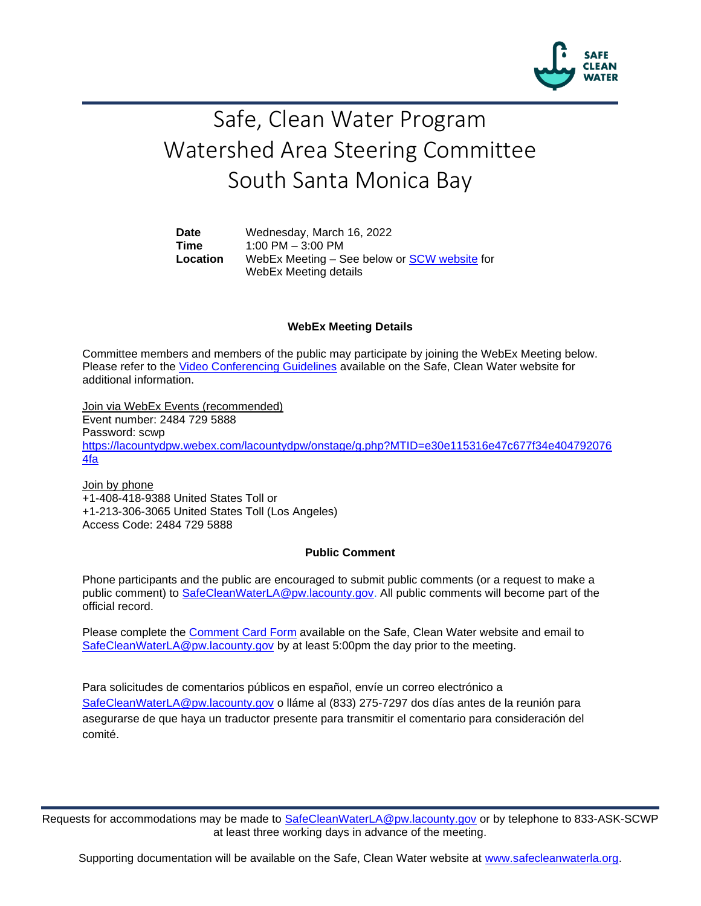# Safe, Clean Water Program
# Watershed Area Steering Committee
# South Santa Monica Bay

| | |
|---|---|
| **Date** | Wednesday, March 16, 2022 |
| **Time** | 1:00 PM – 3:00 PM |
| **Location** | WebEx Meeting – See below or SCW website for WebEx Meeting details |

### WebEx Meeting Details

Committee members and members of the public may participate by joining the WebEx Meeting below. Please refer to the Video Conferencing Guidelines available on the Safe, Clean Water website for additional information.

Join via WebEx Events (recommended)
Event number: 2484 729 5888
Password: scwp
https://lacountydpw.webex.com/lacountydpw/onstage/g.php?MTID=e30e115316e47c677f34e4047920764fa

Join by phone
+1-408-418-9388 United States Toll or
+1-213-306-3065 United States Toll (Los Angeles)
Access Code: 2484 729 5888

### Public Comment

Phone participants and the public are encouraged to submit public comments (or a request to make a public comment) to SafeCleanWaterLA@pw.lacounty.gov. All public comments will become part of the official record.

Please complete the Comment Card Form available on the Safe, Clean Water website and email to SafeCleanWaterLA@pw.lacounty.gov by at least 5:00pm the day prior to the meeting.

Para solicitudes de comentarios públicos en español, envíe un correo electrónico a SafeCleanWaterLA@pw.lacounty.gov o lláme al (833) 275-7297 dos días antes de la reunión para asegurarse de que haya un traductor presente para transmitir el comentario para consideración del comité.

Requests for accommodations may be made to SafeCleanWaterLA@pw.lacounty.gov or by telephone to 833-ASK-SCWP at least three working days in advance of the meeting.

Supporting documentation will be available on the Safe, Clean Water website at www.safecleanwaterla.org.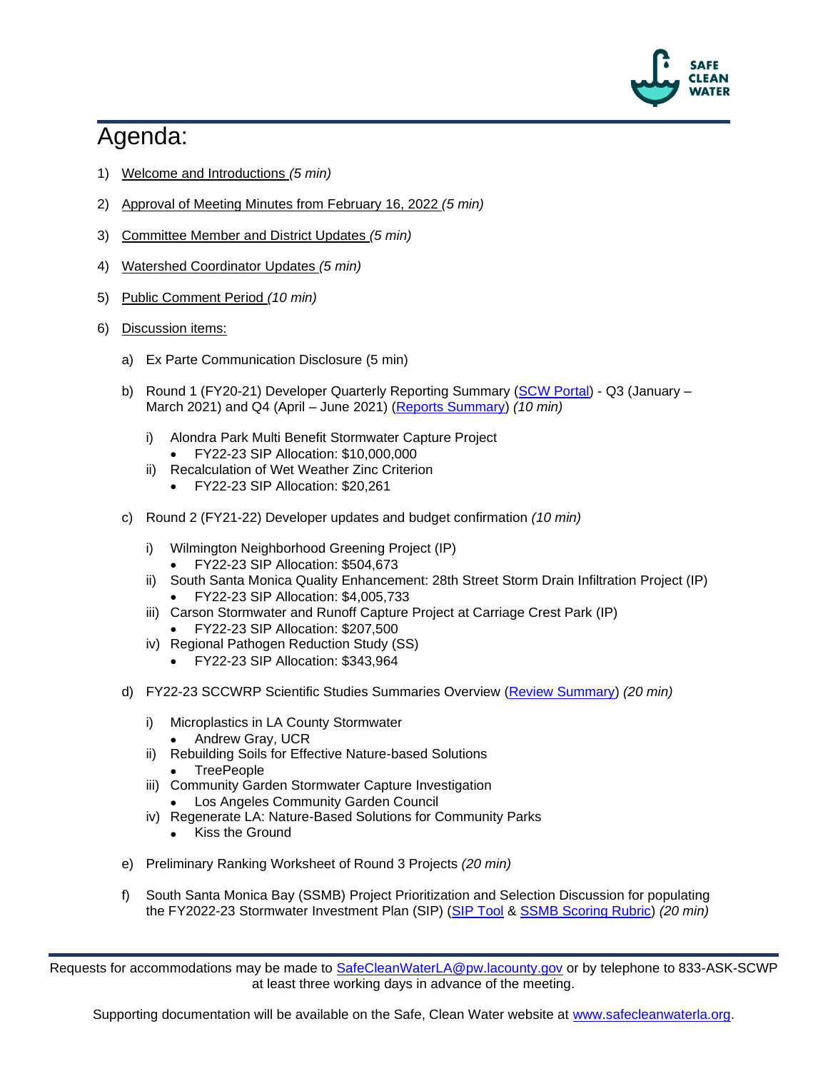# Agenda:

1) Welcome and Introductions *(5 min)*
2) Approval of Meeting Minutes from February 16, 2022 *(5 min)*
3) Committee Member and District Updates *(5 min)*
4) Watershed Coordinator Updates *(5 min)*
5) Public Comment Period *(10 min)*
6) Discussion items:

   a) Ex Parte Communication Disclosure (5 min)

   b) Round 1 (FY20-21) Developer Quarterly Reporting Summary (SCW Portal) - Q3 (January – March 2021) and Q4 (April – June 2021) (Reports Summary) *(10 min)*

      i) Alondra Park Multi Benefit Stormwater Capture Project
         - FY22-23 SIP Allocation: $10,000,000

      ii) Recalculation of Wet Weather Zinc Criterion
         - FY22-23 SIP Allocation: $20,261

   c) Round 2 (FY21-22) Developer updates and budget confirmation *(10 min)*

      i) Wilmington Neighborhood Greening Project (IP)
         - FY22-23 SIP Allocation: $504,673

      ii) South Santa Monica Quality Enhancement: 28th Street Storm Drain Infiltration Project (IP)
         - FY22-23 SIP Allocation: $4,005,733

      iii) Carson Stormwater and Runoff Capture Project at Carriage Crest Park (IP)
         - FY22-23 SIP Allocation: $207,500

      iv) Regional Pathogen Reduction Study (SS)
         - FY22-23 SIP Allocation: $343,964

   d) FY22-23 SCCWRP Scientific Studies Summaries Overview (Review Summary) *(20 min)*

      i) Microplastics in LA County Stormwater
         - Andrew Gray, UCR

      ii) Rebuilding Soils for Effective Nature-based Solutions
         - TreePeople

      iii) Community Garden Stormwater Capture Investigation
         - Los Angeles Community Garden Council

      iv) Regenerate LA: Nature-Based Solutions for Community Parks
         - Kiss the Ground

   e) Preliminary Ranking Worksheet of Round 3 Projects *(20 min)*

   f) South Santa Monica Bay (SSMB) Project Prioritization and Selection Discussion for populating the FY2022-23 Stormwater Investment Plan (SIP) (SIP Tool & SSMB Scoring Rubric) *(20 min)*

Requests for accommodations may be made to SafeCleanWaterLA@pw.lacounty.gov or by telephone to 833-ASK-SCWP at least three working days in advance of the meeting.

Supporting documentation will be available on the Safe, Clean Water website at www.safecleanwaterla.org.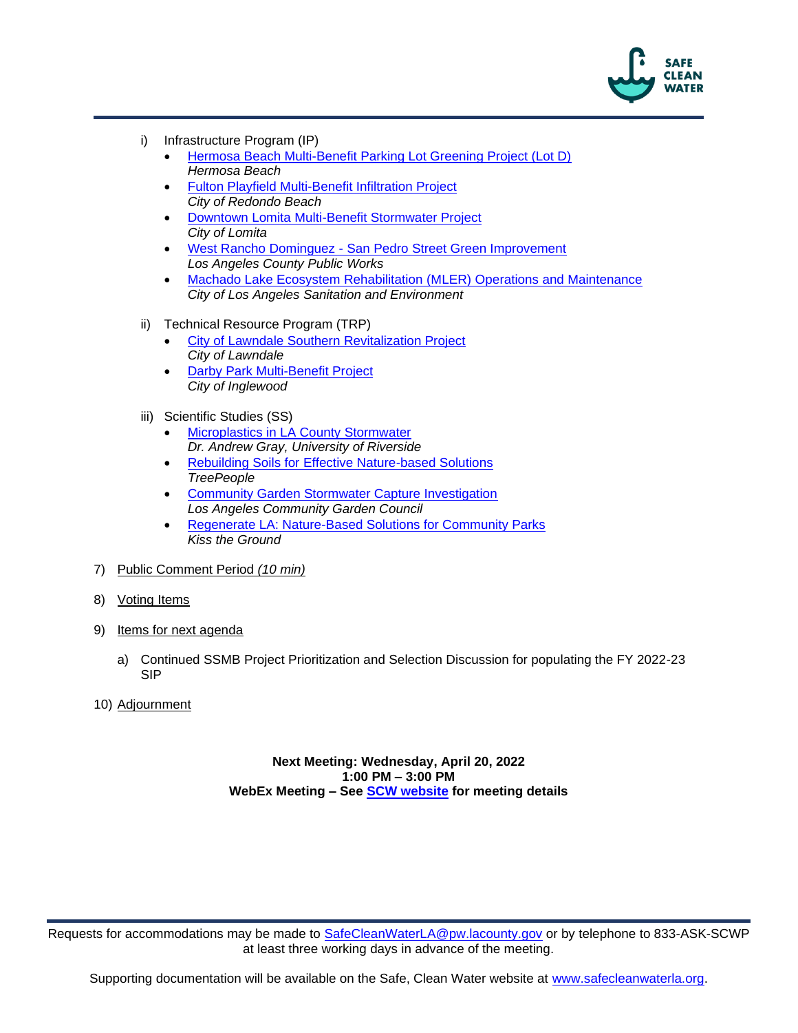i) Infrastructure Program (IP)
   - Hermosa Beach Multi-Benefit Parking Lot Greening Project (Lot D)  
     *Hermosa Beach*
   - Fulton Playfield Multi-Benefit Infiltration Project  
     *City of Redondo Beach*
   - Downtown Lomita Multi-Benefit Stormwater Project  
     *City of Lomita*
   - West Rancho Dominguez - San Pedro Street Green Improvement  
     *Los Angeles County Public Works*
   - Machado Lake Ecosystem Rehabilitation (MLER) Operations and Maintenance  
     *City of Los Angeles Sanitation and Environment*

ii) Technical Resource Program (TRP)
   - City of Lawndale Southern Revitalization Project  
     *City of Lawndale*
   - Darby Park Multi-Benefit Project  
     *City of Inglewood*

iii) Scientific Studies (SS)
   - Microplastics in LA County Stormwater  
     *Dr. Andrew Gray, University of Riverside*
   - Rebuilding Soils for Effective Nature-based Solutions  
     *TreePeople*
   - Community Garden Stormwater Capture Investigation  
     *Los Angeles Community Garden Council*
   - Regenerate LA: Nature-Based Solutions for Community Parks  
     *Kiss the Ground*

7) Public Comment Period *(10 min)*

8) Voting Items

9) Items for next agenda

   a) Continued SSMB Project Prioritization and Selection Discussion for populating the FY 2022-23 SIP

10) Adjournment

**Next Meeting: Wednesday, April 20, 2022**  
**1:00 PM – 3:00 PM**  
**WebEx Meeting – See SCW website for meeting details**

Requests for accommodations may be made to SafeCleanWaterLA@pw.lacounty.gov or by telephone to 833-ASK-SCWP at least three working days in advance of the meeting.

Supporting documentation will be available on the Safe, Clean Water website at www.safecleanwaterla.org.